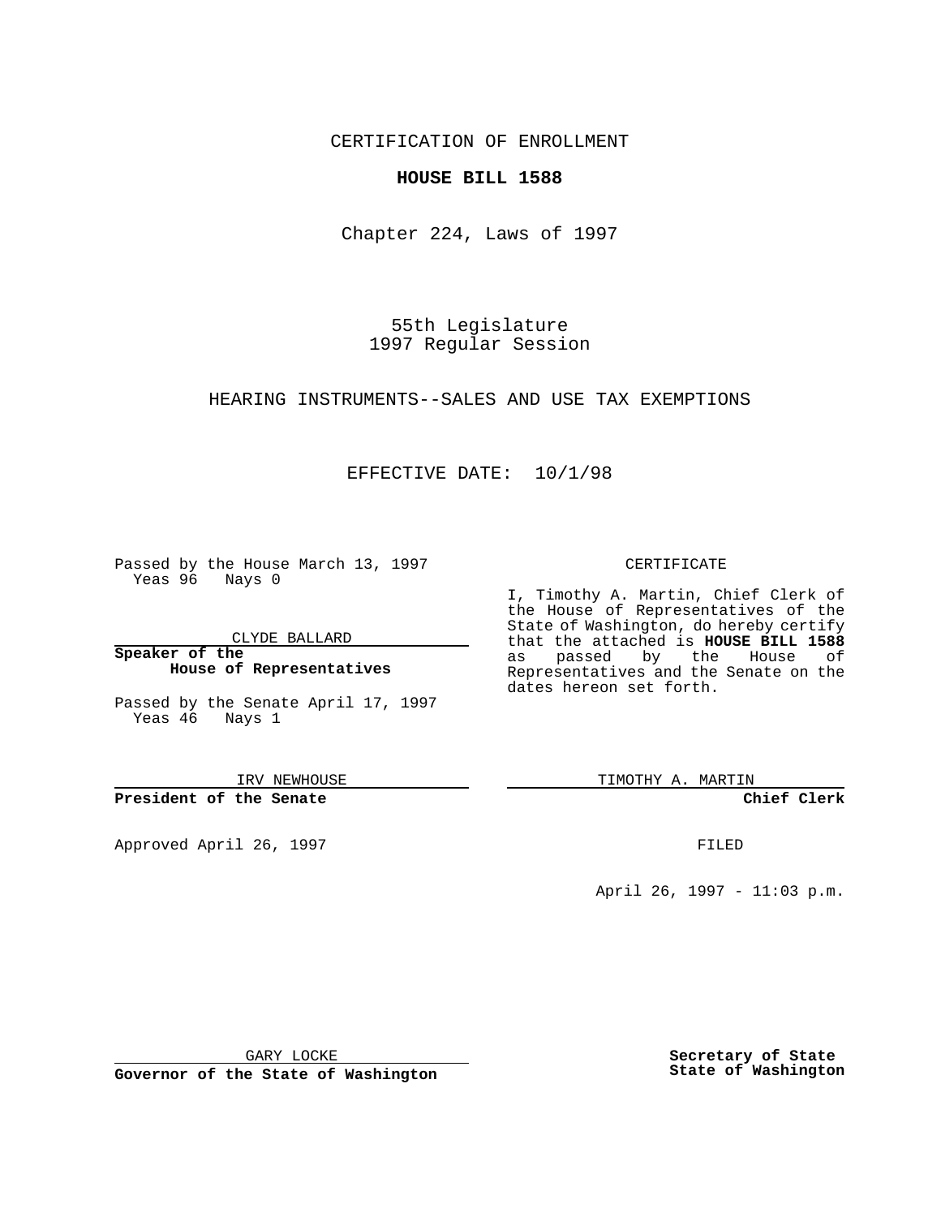CERTIFICATION OF ENROLLMENT

**HOUSE BILL 1588**

Chapter 224, Laws of 1997

55th Legislature
1997 Regular Session

HEARING INSTRUMENTS--SALES AND USE TAX EXEMPTIONS

EFFECTIVE DATE: 10/1/98

Passed by the House March 13, 1997
Yeas 96 Nays 0

CLYDE BALLARD

**Speaker of the House of Representatives**

Passed by the Senate April 17, 1997
Yeas 46 Nays 1

IRV NEWHOUSE

**President of the Senate**

Approved April 26, 1997

GARY LOCKE

**Governor of the State of Washington**

CERTIFICATE

I, Timothy A. Martin, Chief Clerk of the House of Representatives of the State of Washington, do hereby certify that the attached is **HOUSE BILL 1588** as passed by the House of Representatives and the Senate on the dates hereon set forth.

TIMOTHY A. MARTIN

**Chief Clerk**

FILED

April 26, 1997 - 11:03 p.m.

**Secretary of State**
**State of Washington**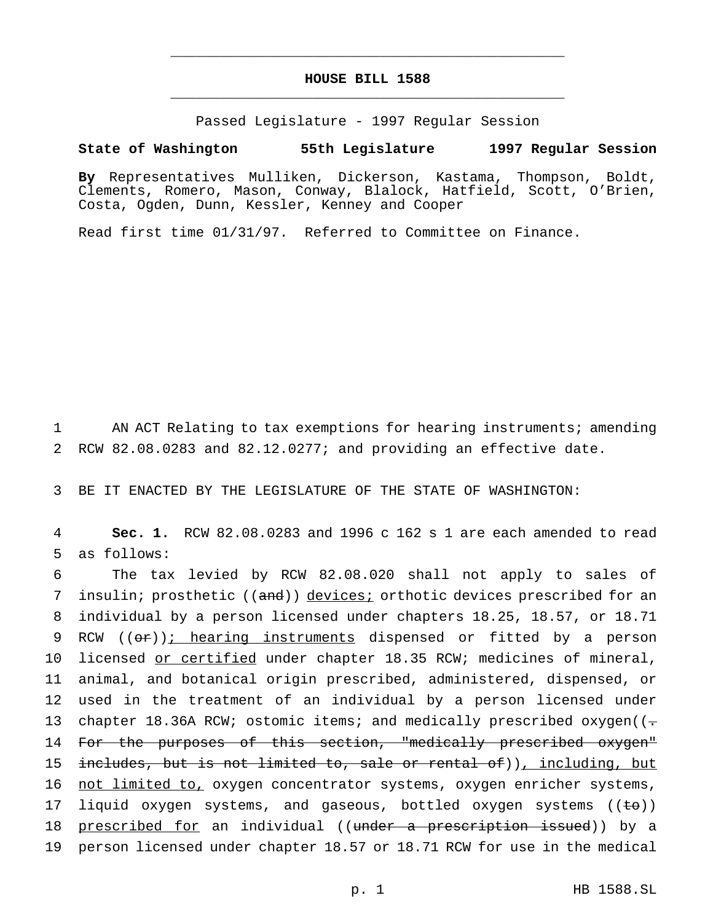# HOUSE BILL 1588

Passed Legislature - 1997 Regular Session

**State of Washington 55th Legislature 1997 Regular Session**

**By** Representatives Mulliken, Dickerson, Kastama, Thompson, Boldt, Clements, Romero, Mason, Conway, Blalock, Hatfield, Scott, O'Brien, Costa, Ogden, Dunn, Kessler, Kenney and Cooper

Read first time 01/31/97. Referred to Committee on Finance.

AN ACT Relating to tax exemptions for hearing instruments; amending RCW 82.08.0283 and 82.12.0277; and providing an effective date.

BE IT ENACTED BY THE LEGISLATURE OF THE STATE OF WASHINGTON:

**Sec. 1.** RCW 82.08.0283 and 1996 c 162 s 1 are each amended to read as follows:

The tax levied by RCW 82.08.020 shall not apply to sales of insulin; prosthetic ((~~and~~)) devices; orthotic devices prescribed for an individual by a person licensed under chapters 18.25, 18.57, or 18.71 RCW ((~~or~~)); hearing instruments dispensed or fitted by a person licensed or certified under chapter 18.35 RCW; medicines of mineral, animal, and botanical origin prescribed, administered, dispensed, or used in the treatment of an individual by a person licensed under chapter 18.36A RCW; ostomic items; and medically prescribed oxygen((~~. For the purposes of this section, "medically prescribed oxygen" includes, but is not limited to, sale or rental of~~)), including, but not limited to, oxygen concentrator systems, oxygen enricher systems, liquid oxygen systems, and gaseous, bottled oxygen systems ((~~to~~)) prescribed for an individual ((~~under a prescription issued~~)) by a person licensed under chapter 18.57 or 18.71 RCW for use in the medical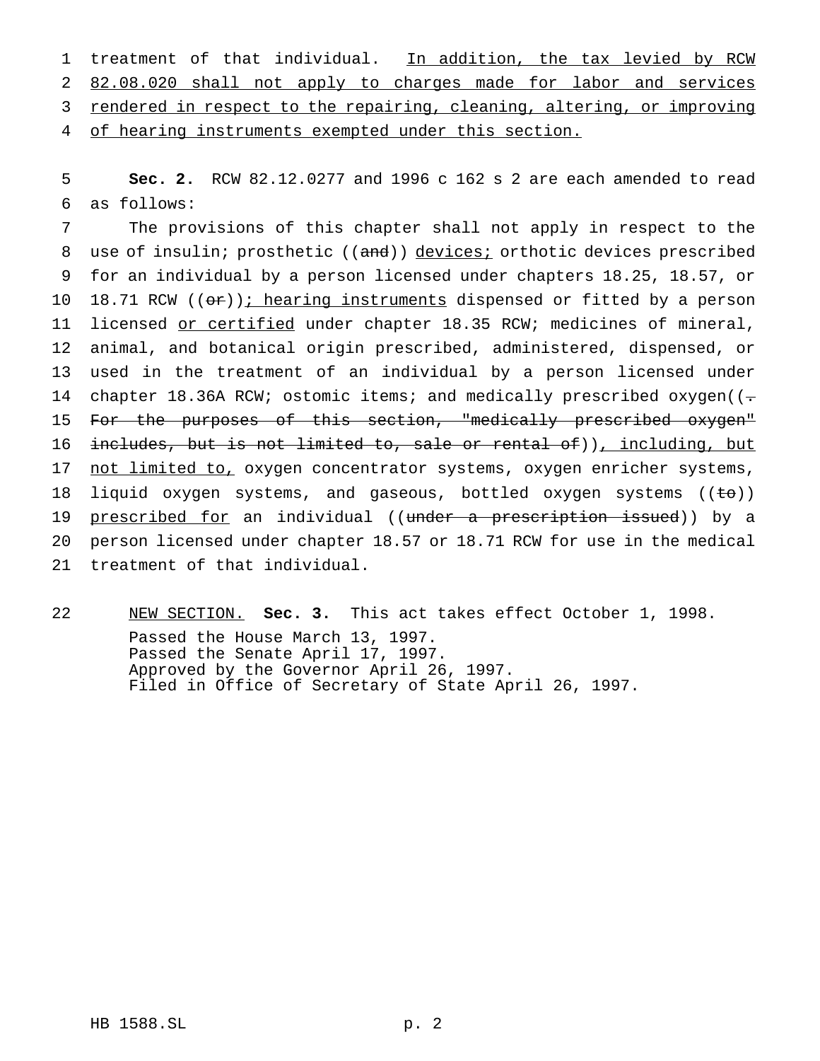treatment of that individual. In addition, the tax levied by RCW 82.08.020 shall not apply to charges made for labor and services rendered in respect to the repairing, cleaning, altering, or improving of hearing instruments exempted under this section.

**Sec. 2.** RCW 82.12.0277 and 1996 c 162 s 2 are each amended to read as follows:

The provisions of this chapter shall not apply in respect to the use of insulin; prosthetic ((~~and~~)) devices; orthotic devices prescribed for an individual by a person licensed under chapters 18.25, 18.57, or 18.71 RCW ((~~or~~)); hearing instruments dispensed or fitted by a person licensed or certified under chapter 18.35 RCW; medicines of mineral, animal, and botanical origin prescribed, administered, dispensed, or used in the treatment of an individual by a person licensed under chapter 18.36A RCW; ostomic items; and medically prescribed oxygen((~~. For the purposes of this section, "medically prescribed oxygen" includes, but is not limited to, sale or rental of~~)), including, but not limited to, oxygen concentrator systems, oxygen enricher systems, liquid oxygen systems, and gaseous, bottled oxygen systems ((~~to~~)) prescribed for an individual ((~~under a prescription issued~~)) by a person licensed under chapter 18.57 or 18.71 RCW for use in the medical treatment of that individual.

NEW SECTION. **Sec. 3.** This act takes effect October 1, 1998.

Passed the House March 13, 1997.
Passed the Senate April 17, 1997.
Approved by the Governor April 26, 1997.
Filed in Office of Secretary of State April 26, 1997.